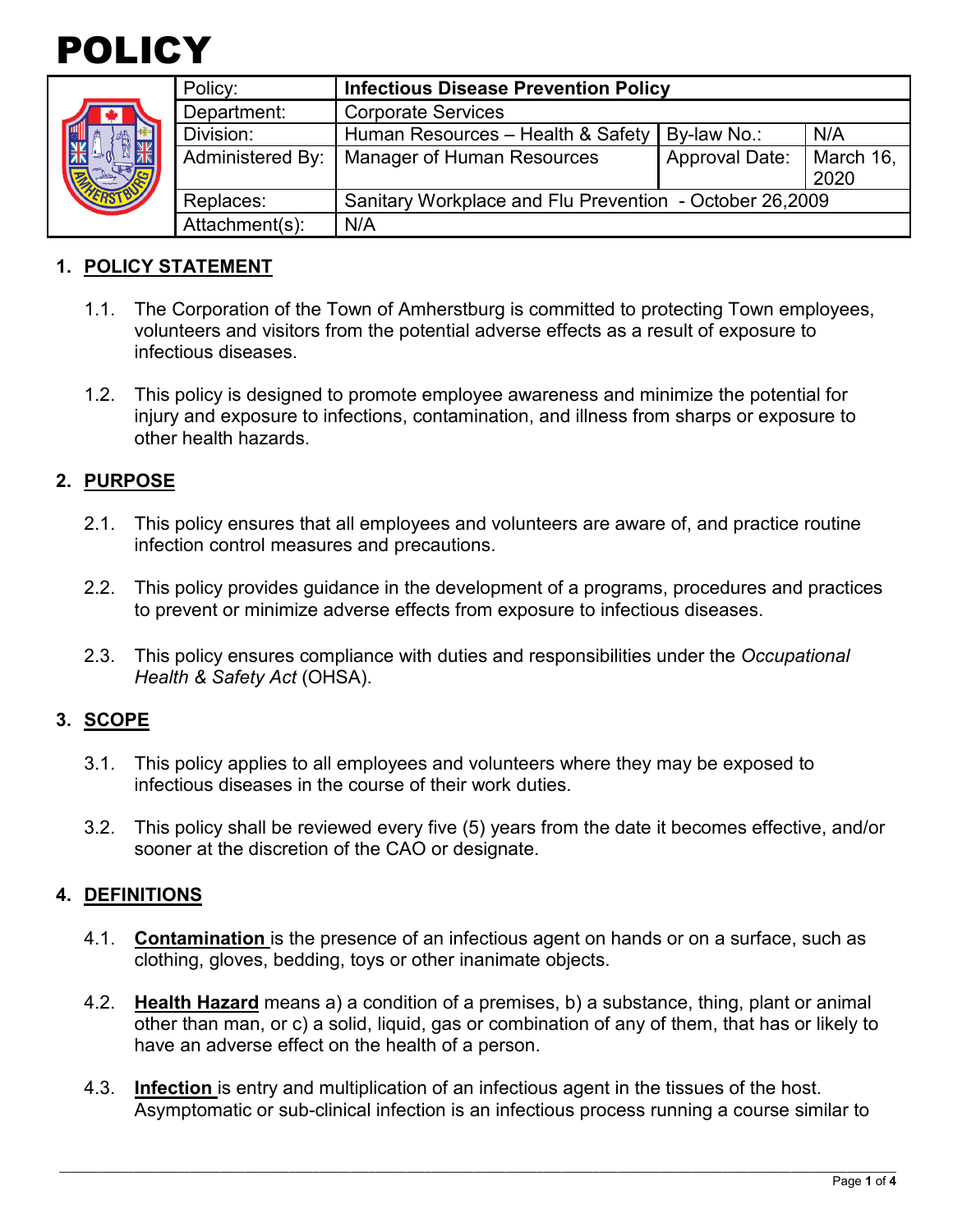# POLICY

| Policy: | **Infectious Disease Prevention Policy** | | |
|---|---|---|---|
| Department: | Corporate Services | | |
| Division: | Human Resources – Health & Safety | By-law No.: | N/A |
| Administered By: | Manager of Human Resources | Approval Date: | March 16, 2020 |
| Replaces: | Sanitary Workplace and Flu Prevention - October 26,2009 | | |
| Attachment(s): | N/A | | |

## 1. POLICY STATEMENT

1.1. The Corporation of the Town of Amherstburg is committed to protecting Town employees, volunteers and visitors from the potential adverse effects as a result of exposure to infectious diseases.

1.2. This policy is designed to promote employee awareness and minimize the potential for injury and exposure to infections, contamination, and illness from sharps or exposure to other health hazards.

## 2. PURPOSE

2.1. This policy ensures that all employees and volunteers are aware of, and practice routine infection control measures and precautions.

2.2. This policy provides guidance in the development of a programs, procedures and practices to prevent or minimize adverse effects from exposure to infectious diseases.

2.3. This policy ensures compliance with duties and responsibilities under the *Occupational Health & Safety Act* (OHSA).

## 3. SCOPE

3.1. This policy applies to all employees and volunteers where they may be exposed to infectious diseases in the course of their work duties.

3.2. This policy shall be reviewed every five (5) years from the date it becomes effective, and/or sooner at the discretion of the CAO or designate.

## 4. DEFINITIONS

4.1. **Contamination** is the presence of an infectious agent on hands or on a surface, such as clothing, gloves, bedding, toys or other inanimate objects.

4.2. **Health Hazard** means a) a condition of a premises, b) a substance, thing, plant or animal other than man, or c) a solid, liquid, gas or combination of any of them, that has or likely to have an adverse effect on the health of a person.

4.3. **Infection** is entry and multiplication of an infectious agent in the tissues of the host. Asymptomatic or sub-clinical infection is an infectious process running a course similar to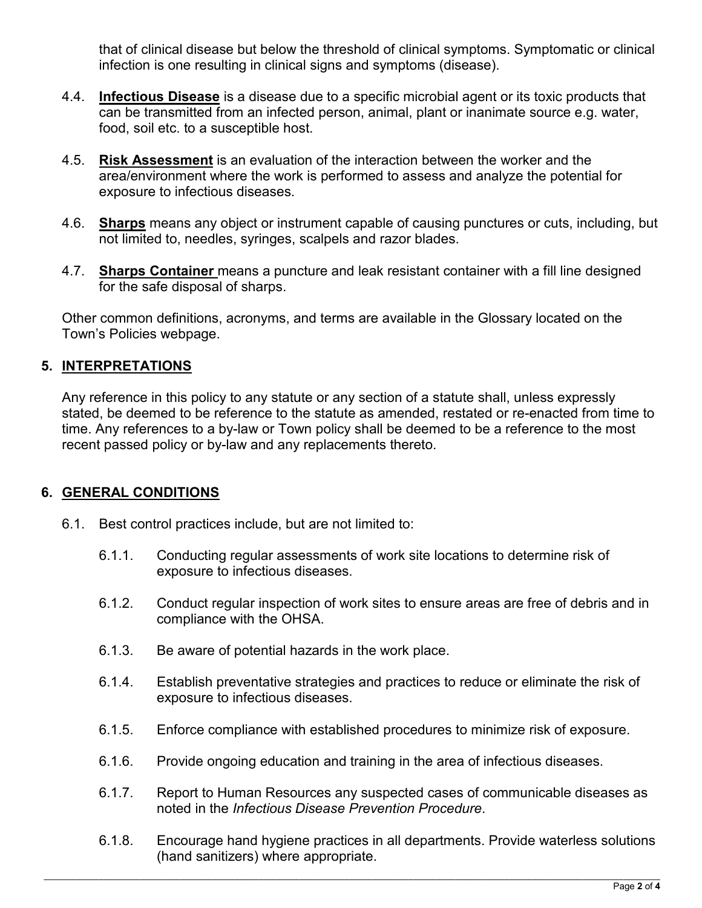that of clinical disease but below the threshold of clinical symptoms. Symptomatic or clinical infection is one resulting in clinical signs and symptoms (disease).

4.4. **Infectious Disease** is a disease due to a specific microbial agent or its toxic products that can be transmitted from an infected person, animal, plant or inanimate source e.g. water, food, soil etc. to a susceptible host.

4.5. **Risk Assessment** is an evaluation of the interaction between the worker and the area/environment where the work is performed to assess and analyze the potential for exposure to infectious diseases.

4.6. **Sharps** means any object or instrument capable of causing punctures or cuts, including, but not limited to, needles, syringes, scalpels and razor blades.

4.7. **Sharps Container** means a puncture and leak resistant container with a fill line designed for the safe disposal of sharps.

Other common definitions, acronyms, and terms are available in the Glossary located on the Town's Policies webpage.

## 5. INTERPRETATIONS

Any reference in this policy to any statute or any section of a statute shall, unless expressly stated, be deemed to be reference to the statute as amended, restated or re-enacted from time to time. Any references to a by-law or Town policy shall be deemed to be a reference to the most recent passed policy or by-law and any replacements thereto.

## 6. GENERAL CONDITIONS

6.1. Best control practices include, but are not limited to:

6.1.1. Conducting regular assessments of work site locations to determine risk of exposure to infectious diseases.

6.1.2. Conduct regular inspection of work sites to ensure areas are free of debris and in compliance with the OHSA.

6.1.3. Be aware of potential hazards in the work place.

6.1.4. Establish preventative strategies and practices to reduce or eliminate the risk of exposure to infectious diseases.

6.1.5. Enforce compliance with established procedures to minimize risk of exposure.

6.1.6. Provide ongoing education and training in the area of infectious diseases.

6.1.7. Report to Human Resources any suspected cases of communicable diseases as noted in the *Infectious Disease Prevention Procedure*.

6.1.8. Encourage hand hygiene practices in all departments. Provide waterless solutions (hand sanitizers) where appropriate.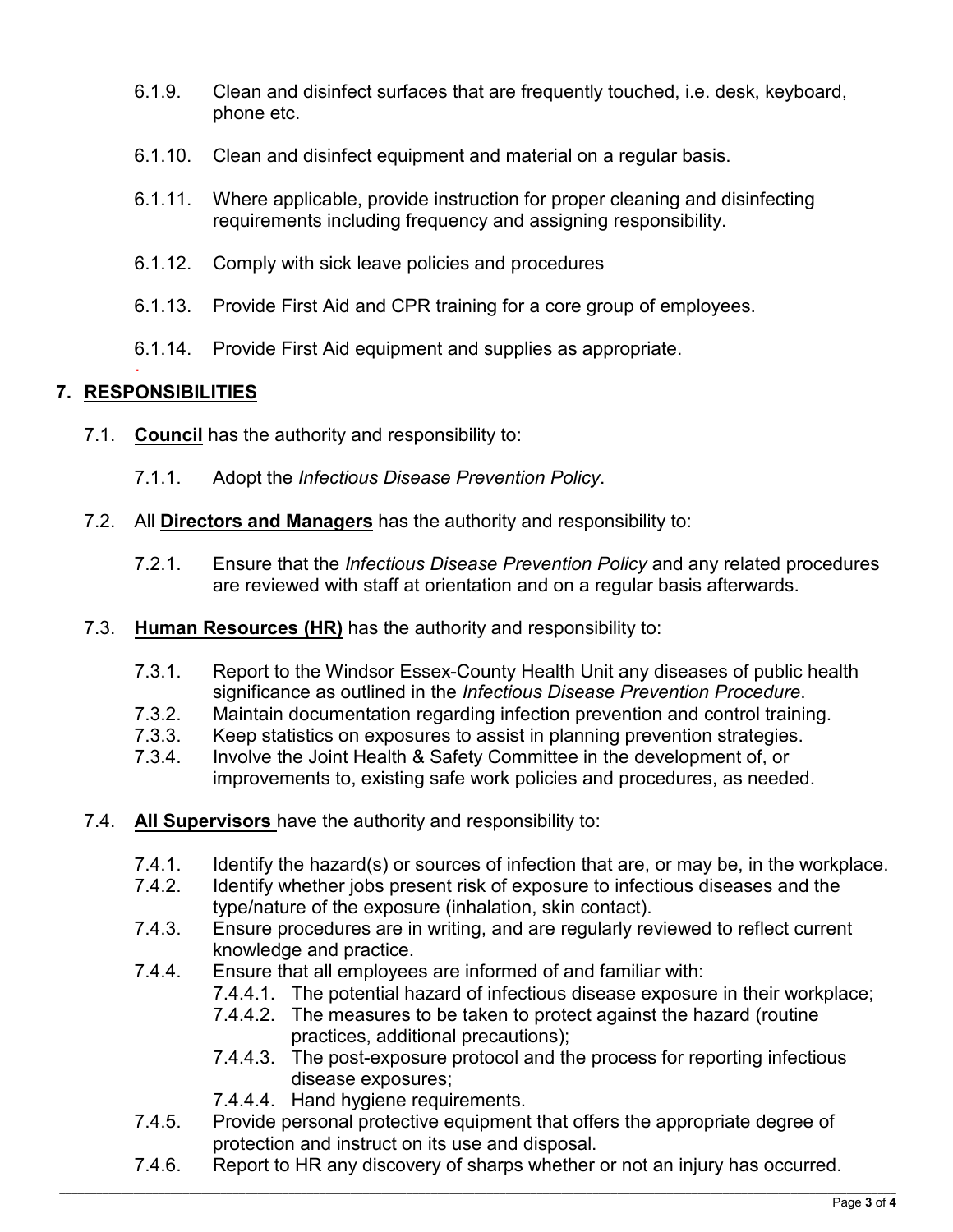6.1.9. Clean and disinfect surfaces that are frequently touched, i.e. desk, keyboard, phone etc.

6.1.10. Clean and disinfect equipment and material on a regular basis.

6.1.11. Where applicable, provide instruction for proper cleaning and disinfecting requirements including frequency and assigning responsibility.

6.1.12. Comply with sick leave policies and procedures

6.1.13. Provide First Aid and CPR training for a core group of employees.

6.1.14. Provide First Aid equipment and supplies as appropriate.

## 7. RESPONSIBILITIES

7.1. **Council** has the authority and responsibility to:

7.1.1. Adopt the *Infectious Disease Prevention Policy*.

7.2. All **Directors and Managers** has the authority and responsibility to:

7.2.1. Ensure that the *Infectious Disease Prevention Policy* and any related procedures are reviewed with staff at orientation and on a regular basis afterwards.

7.3. **Human Resources (HR)** has the authority and responsibility to:

7.3.1. Report to the Windsor Essex-County Health Unit any diseases of public health significance as outlined in the *Infectious Disease Prevention Procedure*.
7.3.2. Maintain documentation regarding infection prevention and control training.
7.3.3. Keep statistics on exposures to assist in planning prevention strategies.
7.3.4. Involve the Joint Health & Safety Committee in the development of, or improvements to, existing safe work policies and procedures, as needed.

7.4. **All Supervisors** have the authority and responsibility to:

7.4.1. Identify the hazard(s) or sources of infection that are, or may be, in the workplace.
7.4.2. Identify whether jobs present risk of exposure to infectious diseases and the type/nature of the exposure (inhalation, skin contact).
7.4.3. Ensure procedures are in writing, and are regularly reviewed to reflect current knowledge and practice.
7.4.4. Ensure that all employees are informed of and familiar with:
7.4.4.1. The potential hazard of infectious disease exposure in their workplace;
7.4.4.2. The measures to be taken to protect against the hazard (routine practices, additional precautions);
7.4.4.3. The post-exposure protocol and the process for reporting infectious disease exposures;
7.4.4.4. Hand hygiene requirements.
7.4.5. Provide personal protective equipment that offers the appropriate degree of protection and instruct on its use and disposal.
7.4.6. Report to HR any discovery of sharps whether or not an injury has occurred.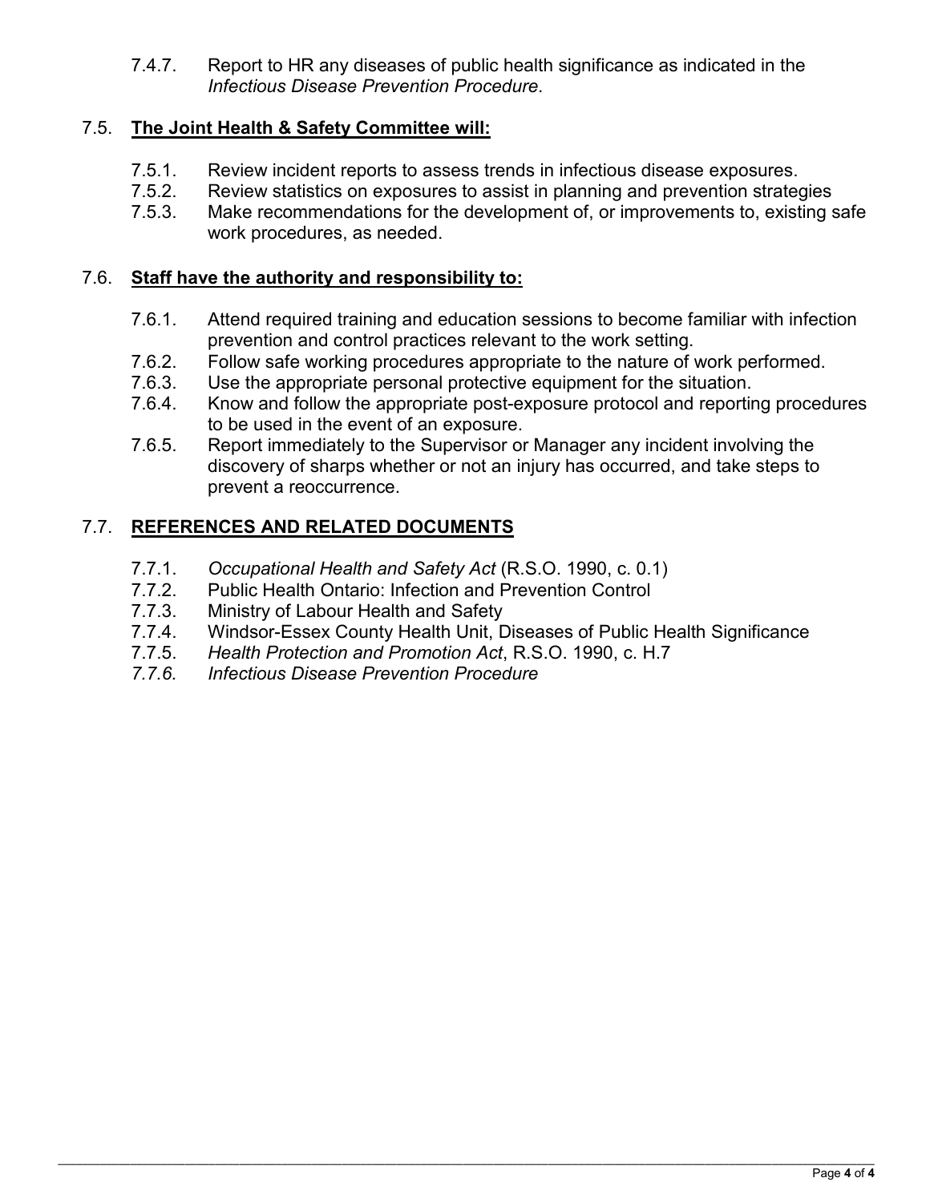7.4.7. Report to HR any diseases of public health significance as indicated in the *Infectious Disease Prevention Procedure*.

## 7.5. <u>**The Joint Health & Safety Committee will:**</u>

7.5.1. Review incident reports to assess trends in infectious disease exposures.
7.5.2. Review statistics on exposures to assist in planning and prevention strategies
7.5.3. Make recommendations for the development of, or improvements to, existing safe work procedures, as needed.

## 7.6. <u>**Staff have the authority and responsibility to:**</u>

7.6.1. Attend required training and education sessions to become familiar with infection prevention and control practices relevant to the work setting.
7.6.2. Follow safe working procedures appropriate to the nature of work performed.
7.6.3. Use the appropriate personal protective equipment for the situation.
7.6.4. Know and follow the appropriate post-exposure protocol and reporting procedures to be used in the event of an exposure.
7.6.5. Report immediately to the Supervisor or Manager any incident involving the discovery of sharps whether or not an injury has occurred, and take steps to prevent a reoccurrence.

## 7.7. <u>**REFERENCES AND RELATED DOCUMENTS**</u>

7.7.1. *Occupational Health and Safety Act* (R.S.O. 1990, c. 0.1)
7.7.2. Public Health Ontario: Infection and Prevention Control
7.7.3. Ministry of Labour Health and Safety
7.7.4. Windsor-Essex County Health Unit, Diseases of Public Health Significance
7.7.5. *Health Protection and Promotion Act*, R.S.O. 1990, c. H.7
*7.7.6. Infectious Disease Prevention Procedure*